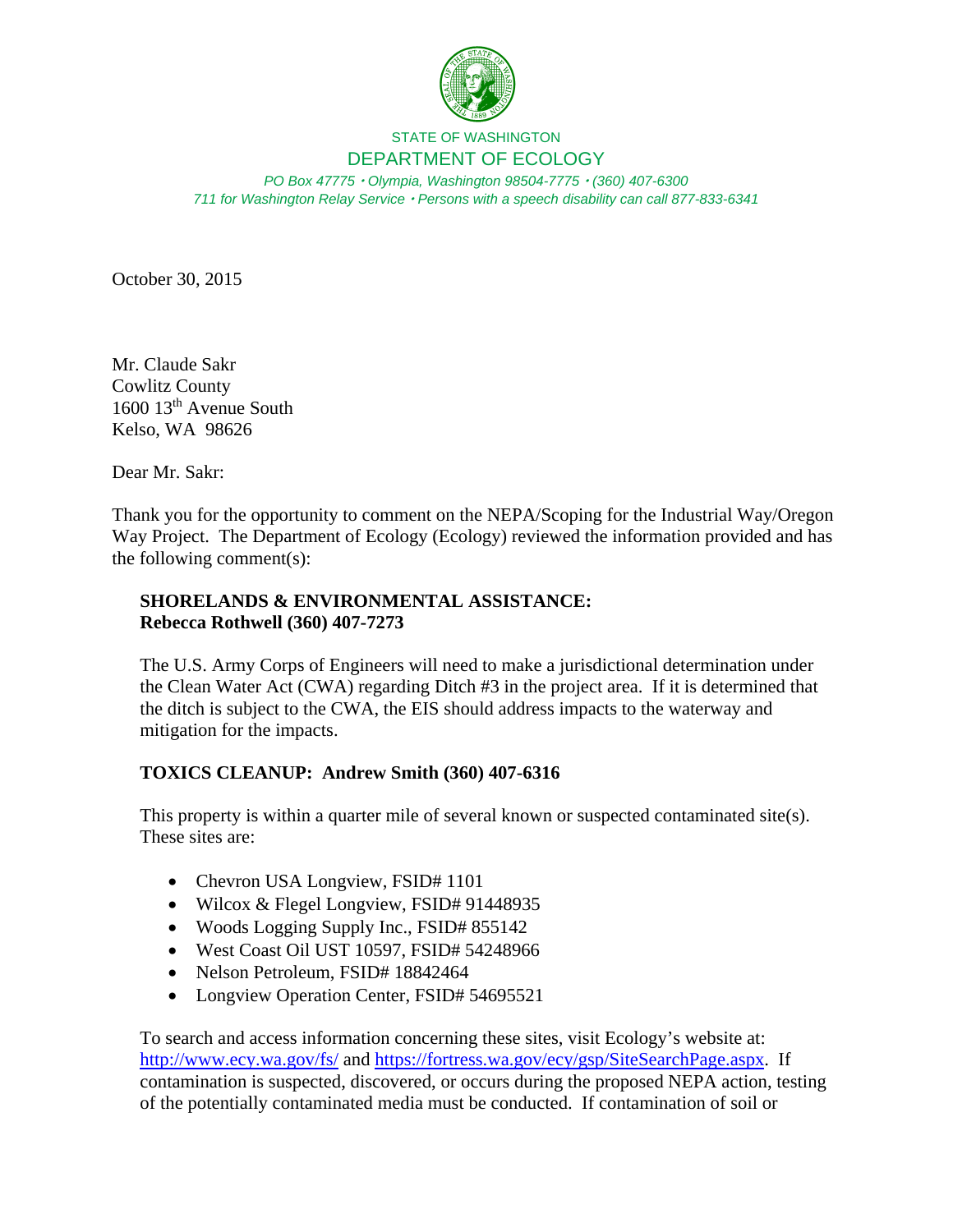STATE OF WASHINGTON

DEPARTMENT OF ECOLOGY

*PO Box 47775 • Olympia, Washington 98504-7775 • (360) 407-6300*
*711 for Washington Relay Service • Persons with a speech disability can call 877-833-6341*

October 30, 2015

Mr. Claude Sakr
Cowlitz County
1600 13th Avenue South
Kelso, WA 98626

Dear Mr. Sakr:

Thank you for the opportunity to comment on the NEPA/Scoping for the Industrial Way/Oregon Way Project. The Department of Ecology (Ecology) reviewed the information provided and has the following comment(s):

**SHORELANDS & ENVIRONMENTAL ASSISTANCE:**
**Rebecca Rothwell (360) 407-7273**

The U.S. Army Corps of Engineers will need to make a jurisdictional determination under the Clean Water Act (CWA) regarding Ditch #3 in the project area. If it is determined that the ditch is subject to the CWA, the EIS should address impacts to the waterway and mitigation for the impacts.

**TOXICS CLEANUP: Andrew Smith (360) 407-6316**

This property is within a quarter mile of several known or suspected contaminated site(s). These sites are:

- Chevron USA Longview, FSID# 1101
- Wilcox & Flegel Longview, FSID# 91448935
- Woods Logging Supply Inc., FSID# 855142
- West Coast Oil UST 10597, FSID# 54248966
- Nelson Petroleum, FSID# 18842464
- Longview Operation Center, FSID# 54695521

To search and access information concerning these sites, visit Ecology's website at: http://www.ecy.wa.gov/fs/ and https://fortress.wa.gov/ecy/gsp/SiteSearchPage.aspx. If contamination is suspected, discovered, or occurs during the proposed NEPA action, testing of the potentially contaminated media must be conducted. If contamination of soil or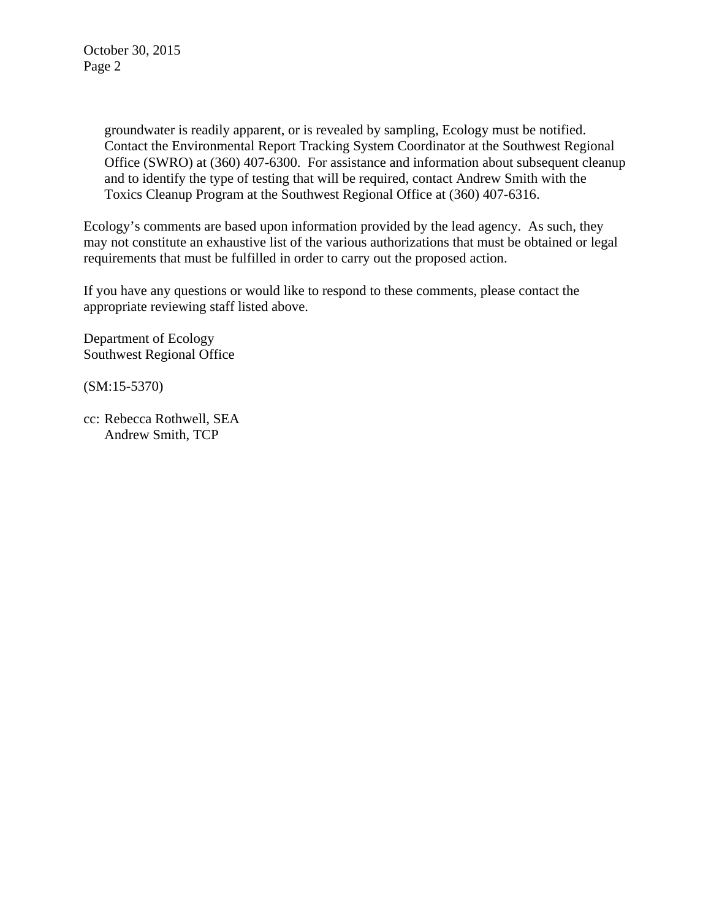groundwater is readily apparent, or is revealed by sampling, Ecology must be notified. Contact the Environmental Report Tracking System Coordinator at the Southwest Regional Office (SWRO) at (360) 407-6300. For assistance and information about subsequent cleanup and to identify the type of testing that will be required, contact Andrew Smith with the Toxics Cleanup Program at the Southwest Regional Office at (360) 407-6316.

Ecology's comments are based upon information provided by the lead agency. As such, they may not constitute an exhaustive list of the various authorizations that must be obtained or legal requirements that must be fulfilled in order to carry out the proposed action.

If you have any questions or would like to respond to these comments, please contact the appropriate reviewing staff listed above.

Department of Ecology
Southwest Regional Office

(SM:15-5370)

cc: Rebecca Rothwell, SEA
Andrew Smith, TCP